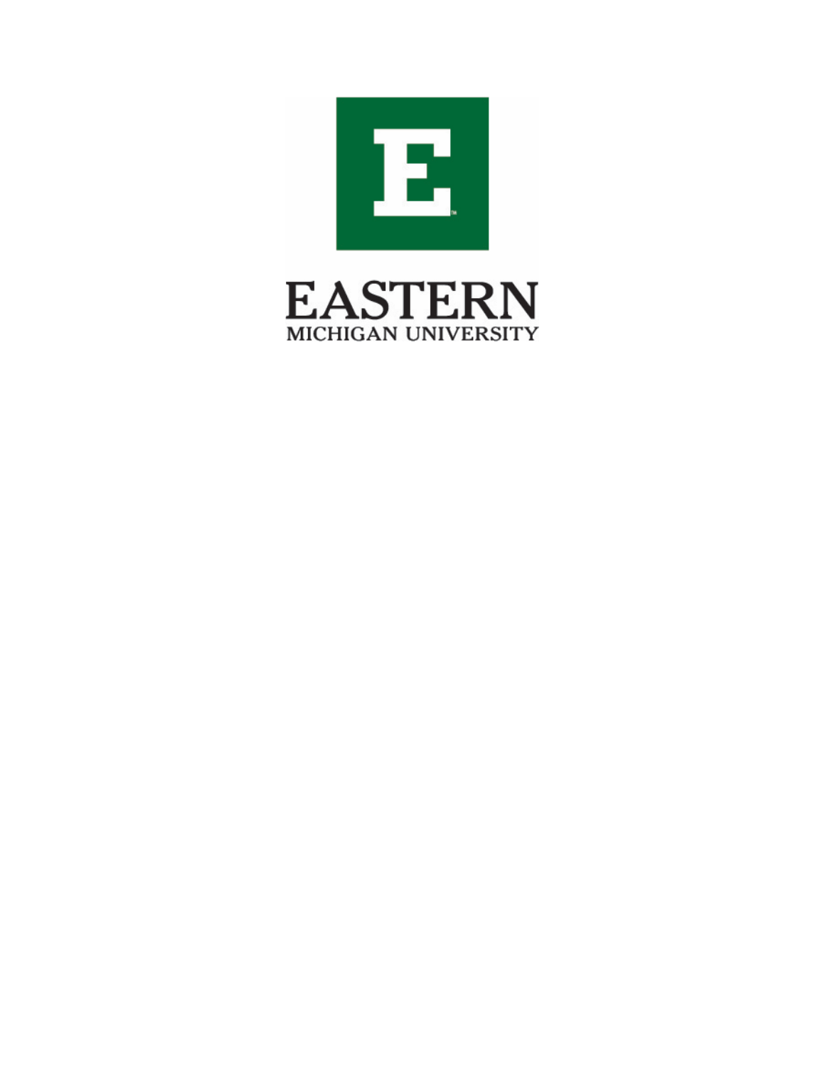EASTERN

MICHIGAN UNIVERSITY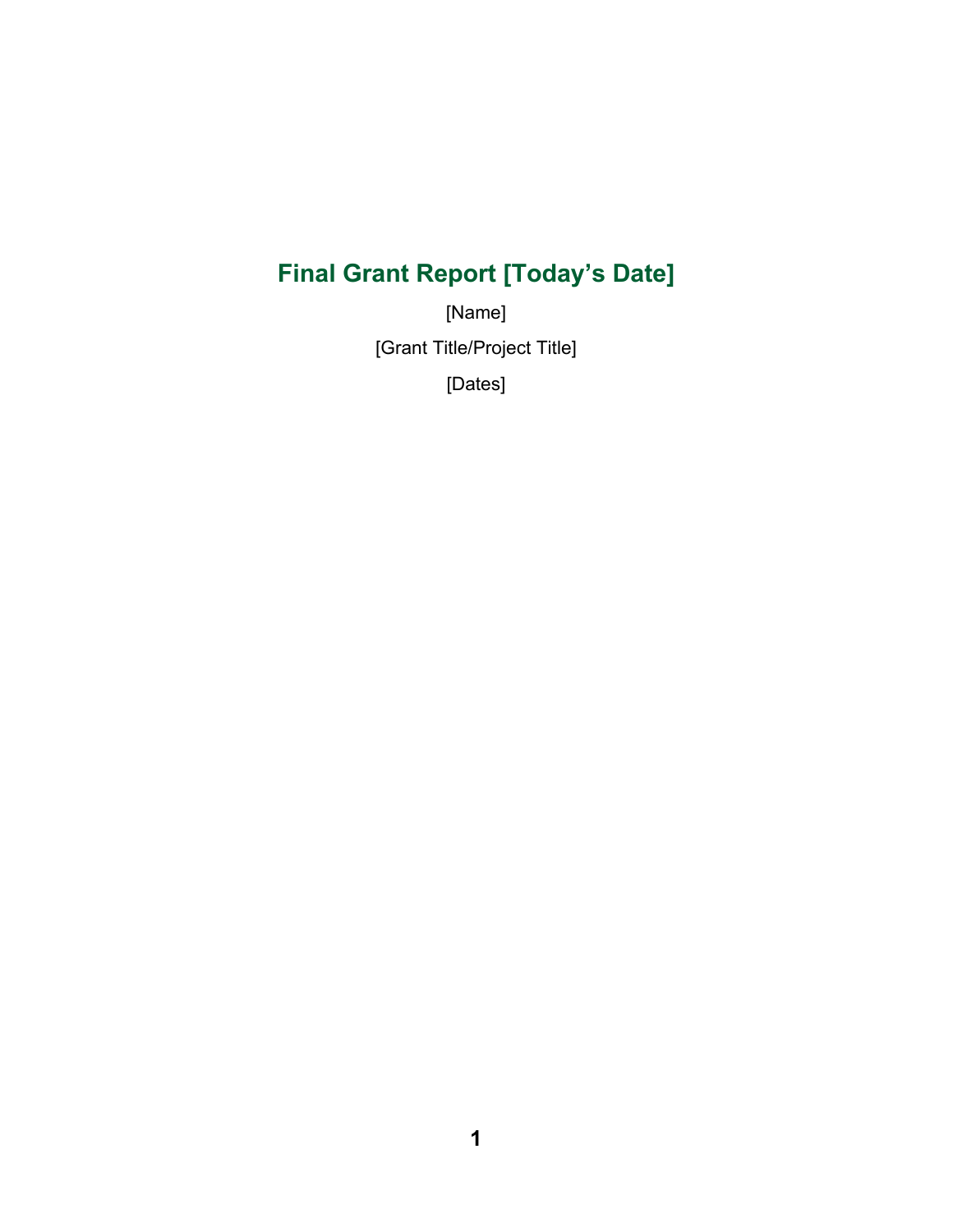# Final Grant Report [Today's Date]

[Name]

[Grant Title/Project Title]

[Dates]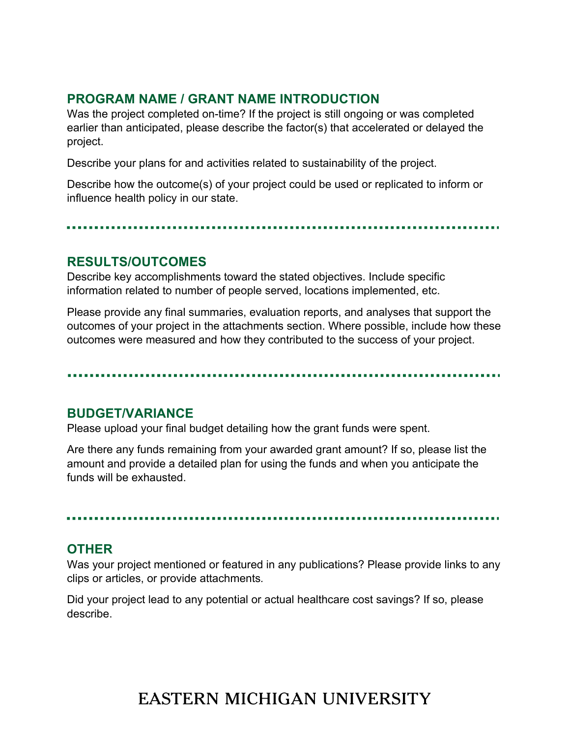## PROGRAM NAME / GRANT NAME INTRODUCTION

Was the project completed on-time? If the project is still ongoing or was completed earlier than anticipated, please describe the factor(s) that accelerated or delayed the project.

Describe your plans for and activities related to sustainability of the project.

Describe how the outcome(s) of your project could be used or replicated to inform or influence health policy in our state.

## RESULTS/OUTCOMES

Describe key accomplishments toward the stated objectives. Include specific information related to number of people served, locations implemented, etc.

Please provide any final summaries, evaluation reports, and analyses that support the outcomes of your project in the attachments section. Where possible, include how these outcomes were measured and how they contributed to the success of your project.

## BUDGET/VARIANCE

Please upload your final budget detailing how the grant funds were spent.

Are there any funds remaining from your awarded grant amount? If so, please list the amount and provide a detailed plan for using the funds and when you anticipate the funds will be exhausted.

## OTHER

Was your project mentioned or featured in any publications? Please provide links to any clips or articles, or provide attachments.

Did your project lead to any potential or actual healthcare cost savings? If so, please describe.

EASTERN MICHIGAN UNIVERSITY